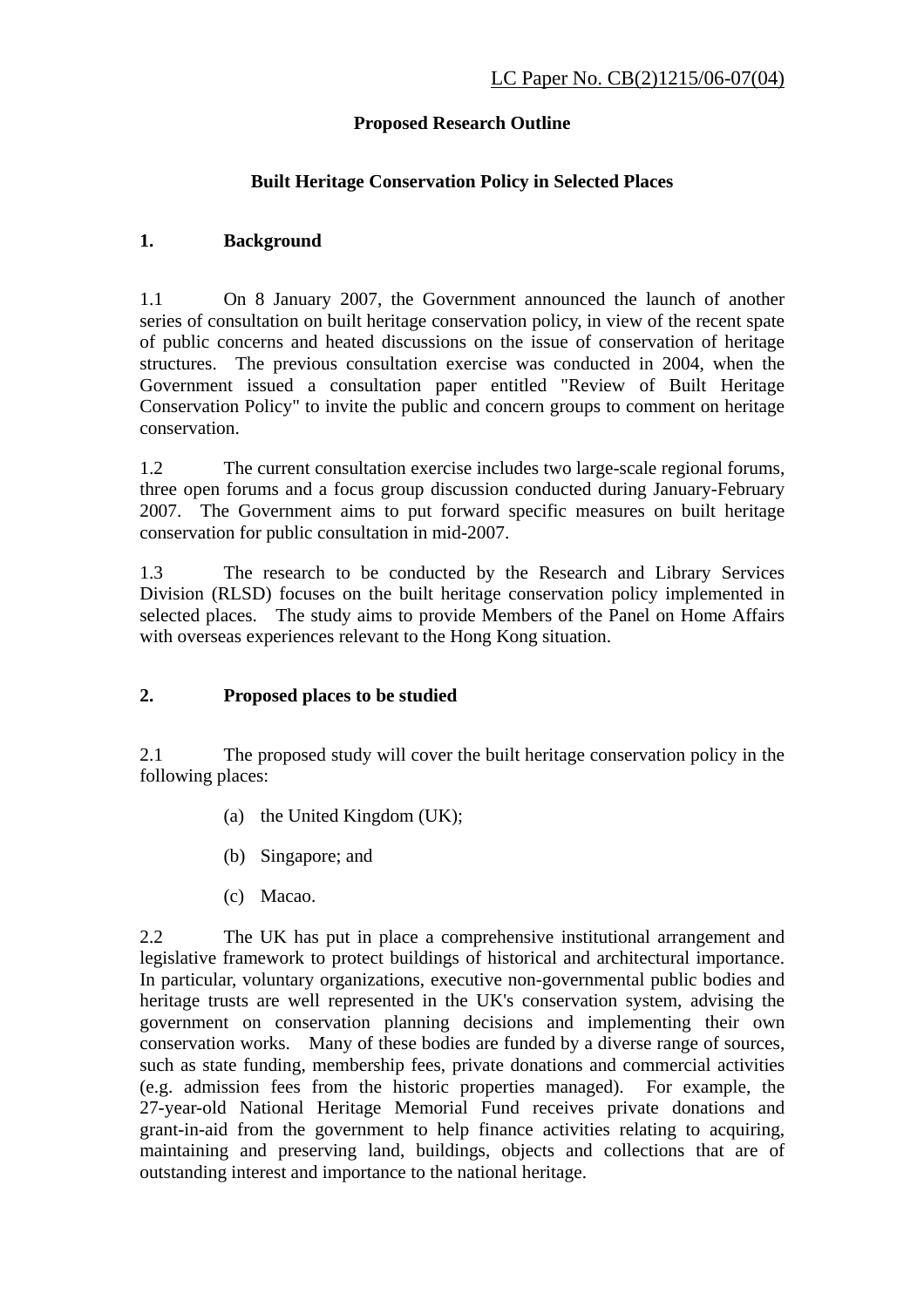LC Paper No. CB(2)1215/06-07(04)

**Proposed Research Outline**

**Built Heritage Conservation Policy in Selected Places**

## 1. Background

1.1 On 8 January 2007, the Government announced the launch of another series of consultation on built heritage conservation policy, in view of the recent spate of public concerns and heated discussions on the issue of conservation of heritage structures. The previous consultation exercise was conducted in 2004, when the Government issued a consultation paper entitled "Review of Built Heritage Conservation Policy" to invite the public and concern groups to comment on heritage conservation.

1.2 The current consultation exercise includes two large-scale regional forums, three open forums and a focus group discussion conducted during January-February 2007. The Government aims to put forward specific measures on built heritage conservation for public consultation in mid-2007.

1.3 The research to be conducted by the Research and Library Services Division (RLSD) focuses on the built heritage conservation policy implemented in selected places. The study aims to provide Members of the Panel on Home Affairs with overseas experiences relevant to the Hong Kong situation.

## 2. Proposed places to be studied

2.1 The proposed study will cover the built heritage conservation policy in the following places:

(a) the United Kingdom (UK);

(b) Singapore; and

(c) Macao.

2.2 The UK has put in place a comprehensive institutional arrangement and legislative framework to protect buildings of historical and architectural importance. In particular, voluntary organizations, executive non-governmental public bodies and heritage trusts are well represented in the UK's conservation system, advising the government on conservation planning decisions and implementing their own conservation works. Many of these bodies are funded by a diverse range of sources, such as state funding, membership fees, private donations and commercial activities (e.g. admission fees from the historic properties managed). For example, the 27-year-old National Heritage Memorial Fund receives private donations and grant-in-aid from the government to help finance activities relating to acquiring, maintaining and preserving land, buildings, objects and collections that are of outstanding interest and importance to the national heritage.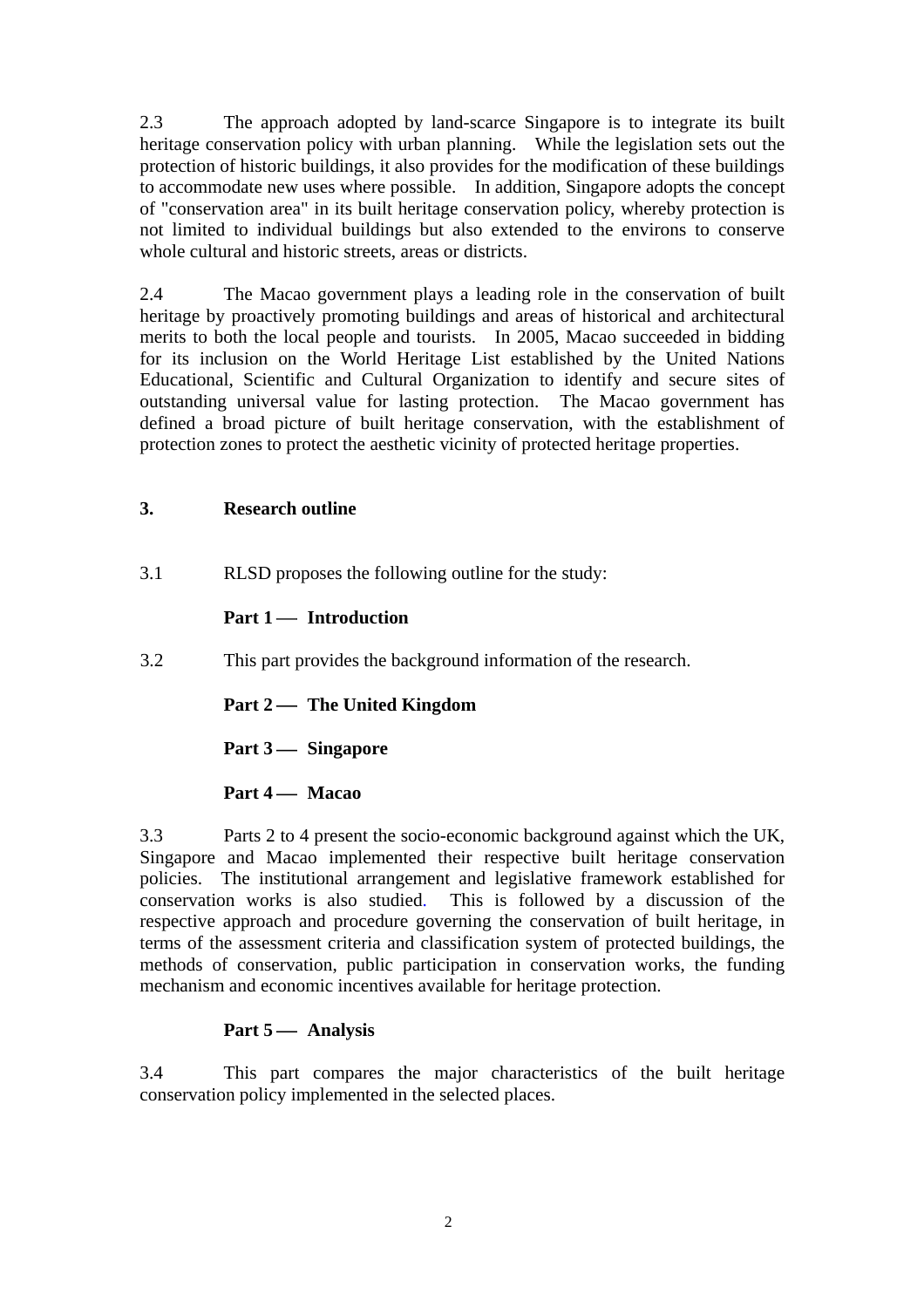2.3 The approach adopted by land-scarce Singapore is to integrate its built heritage conservation policy with urban planning. While the legislation sets out the protection of historic buildings, it also provides for the modification of these buildings to accommodate new uses where possible. In addition, Singapore adopts the concept of "conservation area" in its built heritage conservation policy, whereby protection is not limited to individual buildings but also extended to the environs to conserve whole cultural and historic streets, areas or districts.

2.4 The Macao government plays a leading role in the conservation of built heritage by proactively promoting buildings and areas of historical and architectural merits to both the local people and tourists. In 2005, Macao succeeded in bidding for its inclusion on the World Heritage List established by the United Nations Educational, Scientific and Cultural Organization to identify and secure sites of outstanding universal value for lasting protection. The Macao government has defined a broad picture of built heritage conservation, with the establishment of protection zones to protect the aesthetic vicinity of protected heritage properties.

## 3. Research outline

3.1 RLSD proposes the following outline for the study:

**Part 1 — Introduction**

3.2 This part provides the background information of the research.

**Part 2 — The United Kingdom**

**Part 3 — Singapore**

**Part 4 — Macao**

3.3 Parts 2 to 4 present the socio-economic background against which the UK, Singapore and Macao implemented their respective built heritage conservation policies. The institutional arrangement and legislative framework established for conservation works is also studied. This is followed by a discussion of the respective approach and procedure governing the conservation of built heritage, in terms of the assessment criteria and classification system of protected buildings, the methods of conservation, public participation in conservation works, the funding mechanism and economic incentives available for heritage protection.

**Part 5 — Analysis**

3.4 This part compares the major characteristics of the built heritage conservation policy implemented in the selected places.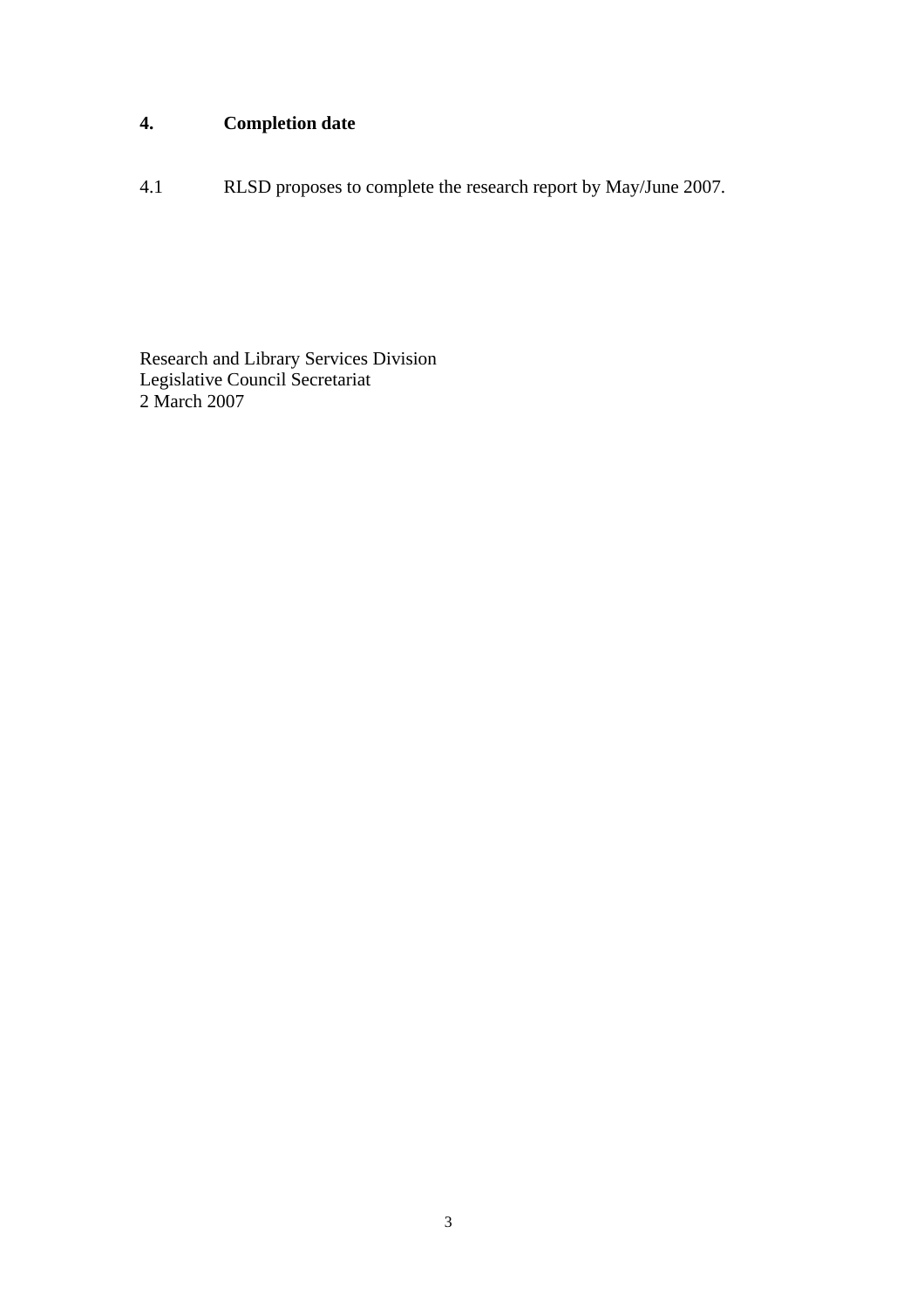## 4. Completion date

4.1 RLSD proposes to complete the research report by May/June 2007.

Research and Library Services Division
Legislative Council Secretariat
2 March 2007